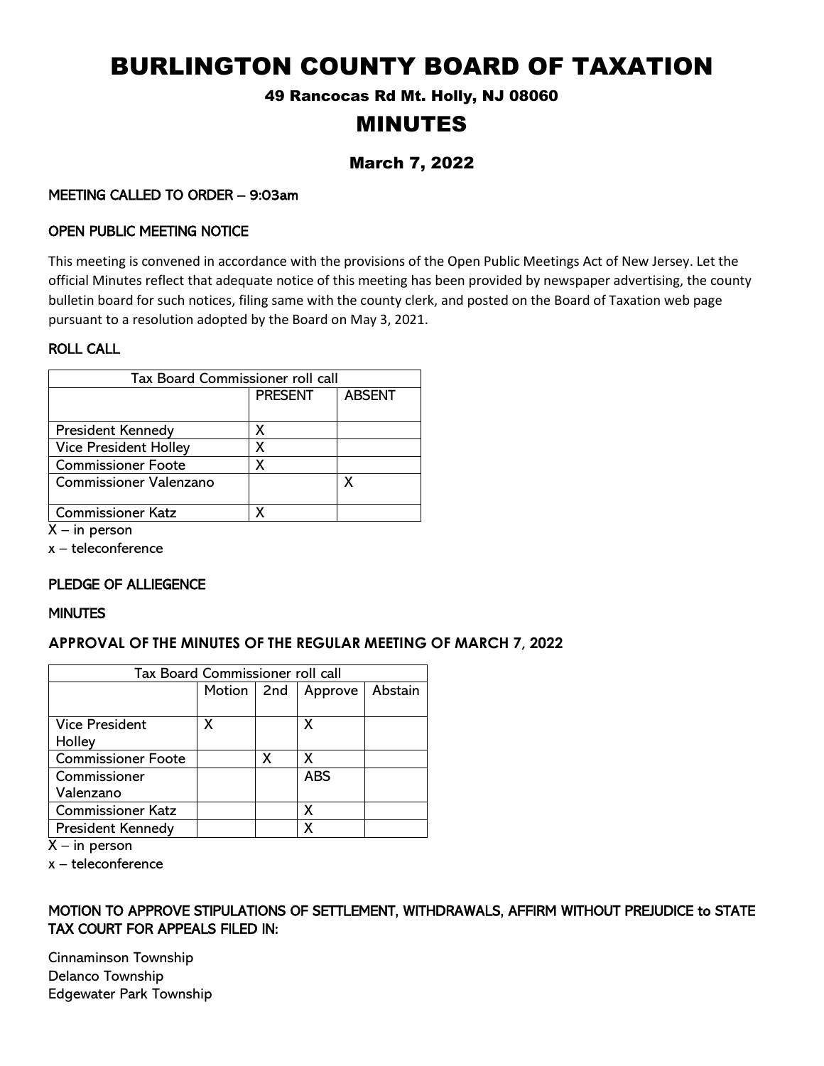# BURLINGTON COUNTY BOARD OF TAXATION

### 49 Rancocas Rd Mt. Holly, NJ 08060

## MINUTES

### March 7, 2022

**MEETING CALLED TO ORDER – 9:03am**

**OPEN PUBLIC MEETING NOTICE**

This meeting is convened in accordance with the provisions of the Open Public Meetings Act of New Jersey. Let the official Minutes reflect that adequate notice of this meeting has been provided by newspaper advertising, the county bulletin board for such notices, filing same with the county clerk, and posted on the Board of Taxation web page pursuant to a resolution adopted by the Board on May 3, 2021.

**ROLL CALL**

| Tax Board Commissioner roll call | | |
|---|---|---|
| | PRESENT | ABSENT |
| President Kennedy | X | |
| Vice President Holley | X | |
| Commissioner Foote | X | |
| Commissioner Valenzano | | X |
| Commissioner Katz | X | |

X – in person

x – teleconference

**PLEDGE OF ALLIEGENCE**

**MINUTES**

**APPROVAL OF THE MINUTES OF THE REGULAR MEETING OF MARCH 7, 2022**

| Tax Board Commissioner roll call | | | | |
|---|---|---|---|---|
| | Motion | 2nd | Approve | Abstain |
| Vice President Holley | X | | X | |
| Commissioner Foote | | X | X | |
| Commissioner Valenzano | | | ABS | |
| Commissioner Katz | | | X | |
| President Kennedy | | | X | |

X – in person

x – teleconference

**MOTION TO APPROVE STIPULATIONS OF SETTLEMENT, WITHDRAWALS, AFFIRM WITHOUT PREJUDICE to STATE TAX COURT FOR APPEALS FILED IN:**

Cinnaminson Township
Delanco Township
Edgewater Park Township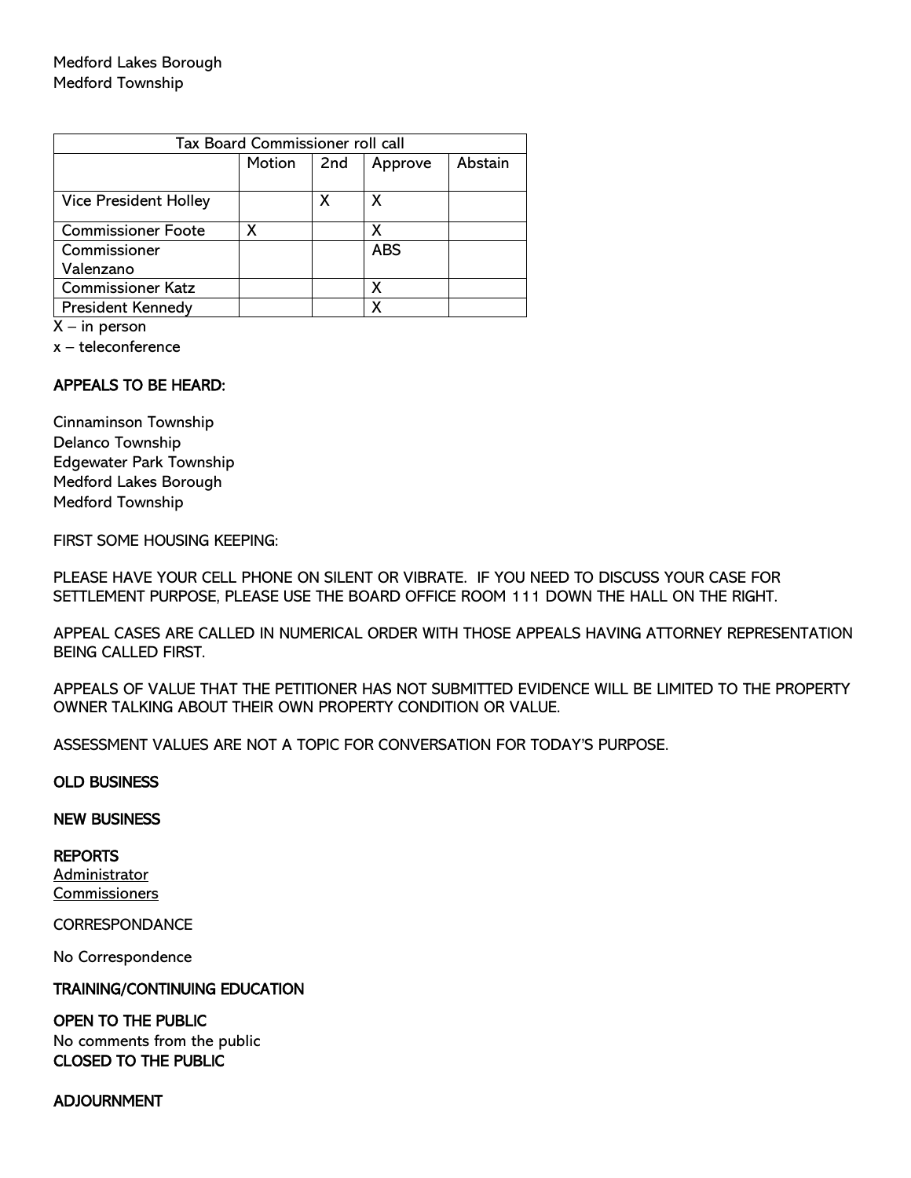Medford Lakes Borough
Medford Township

| Tax Board Commissioner roll call | | | | |
|---|---|---|---|---|
| | Motion | 2nd | Approve | Abstain |
| Vice President Holley | | X | X | |
| Commissioner Foote | X | | X | |
| Commissioner Valenzano | | | ABS | |
| Commissioner Katz | | | X | |
| President Kennedy | | | X | |

X – in person
x – teleconference

**APPEALS TO BE HEARD:**

Cinnaminson Township
Delanco Township
Edgewater Park Township
Medford Lakes Borough
Medford Township

FIRST SOME HOUSING KEEPING:

PLEASE HAVE YOUR CELL PHONE ON SILENT OR VIBRATE. IF YOU NEED TO DISCUSS YOUR CASE FOR SETTLEMENT PURPOSE, PLEASE USE THE BOARD OFFICE ROOM 111 DOWN THE HALL ON THE RIGHT.

APPEAL CASES ARE CALLED IN NUMERICAL ORDER WITH THOSE APPEALS HAVING ATTORNEY REPRESENTATION BEING CALLED FIRST.

APPEALS OF VALUE THAT THE PETITIONER HAS NOT SUBMITTED EVIDENCE WILL BE LIMITED TO THE PROPERTY OWNER TALKING ABOUT THEIR OWN PROPERTY CONDITION OR VALUE.

ASSESSMENT VALUES ARE NOT A TOPIC FOR CONVERSATION FOR TODAY'S PURPOSE.

**OLD BUSINESS**

**NEW BUSINESS**

**REPORTS**
Administrator
Commissioners

CORRESPONDANCE

No Correspondence

**TRAINING/CONTINUING EDUCATION**

**OPEN TO THE PUBLIC**
No comments from the public
**CLOSED TO THE PUBLIC**

**ADJOURNMENT**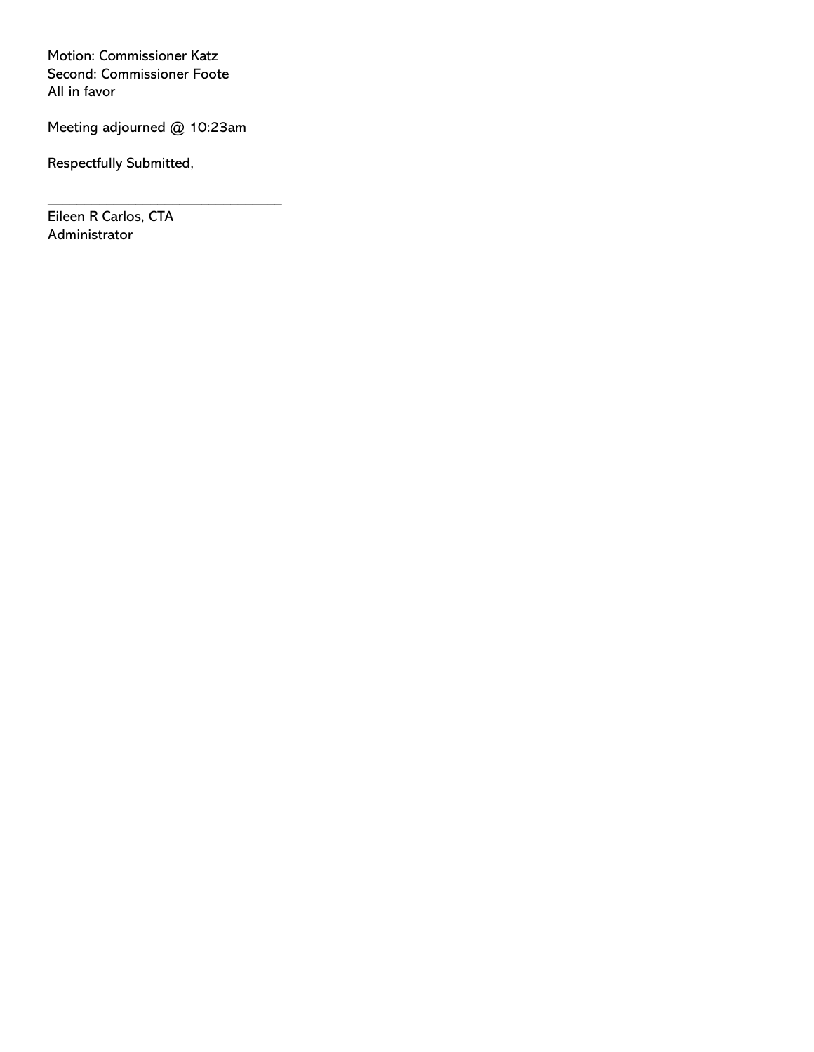Motion: Commissioner Katz
Second: Commissioner Foote
All in favor

Meeting adjourned @ 10:23am

Respectfully Submitted,

_______________________________
Eileen R Carlos, CTA
Administrator